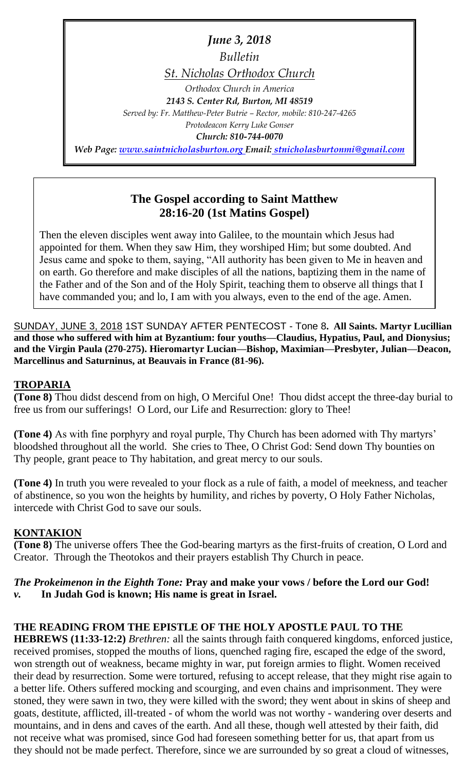*June 3, 2018*

*Bulletin*

*St. Nicholas Orthodox Church*

*Orthodox Church in America*

***2143 S. Center Rd, Burton, MI 48519***

*Served by: Fr. Matthew-Peter Butrie – Rector, mobile: 810-247-4265*

*Protodeacon Kerry Luke Gonser*

***Church: 810-744-0070***

*Web Page: www.saintnicholasburton.org Email: stnicholasburtonmi@gmail.com*

## The Gospel according to Saint Matthew 28:16-20 (1st Matins Gospel)

Then the eleven disciples went away into Galilee, to the mountain which Jesus had appointed for them. When they saw Him, they worshiped Him; but some doubted. And Jesus came and spoke to them, saying, "All authority has been given to Me in heaven and on earth. Go therefore and make disciples of all the nations, baptizing them in the name of the Father and of the Son and of the Holy Spirit, teaching them to observe all things that I have commanded you; and lo, I am with you always, even to the end of the age. Amen.

SUNDAY, JUNE 3, 2018 1ST SUNDAY AFTER PENTECOST - Tone 8**. All Saints. Martyr Lucillian and those who suffered with him at Byzantium: four youths—Claudius, Hypatius, Paul, and Dionysius; and the Virgin Paula (270-275). Hieromartyr Lucian—Bishop, Maximian—Presbyter, Julian—Deacon, Marcellinus and Saturninus, at Beauvais in France (81-96).**

### TROPARIA

**(Tone 8)** Thou didst descend from on high, O Merciful One! Thou didst accept the three-day burial to free us from our sufferings! O Lord, our Life and Resurrection: glory to Thee!

**(Tone 4)** As with fine porphyry and royal purple, Thy Church has been adorned with Thy martyrs' bloodshed throughout all the world. She cries to Thee, O Christ God: Send down Thy bounties on Thy people, grant peace to Thy habitation, and great mercy to our souls.

**(Tone 4)** In truth you were revealed to your flock as a rule of faith, a model of meekness, and teacher of abstinence, so you won the heights by humility, and riches by poverty, O Holy Father Nicholas, intercede with Christ God to save our souls.

### KONTAKION

**(Tone 8)** The universe offers Thee the God-bearing martyrs as the first-fruits of creation, O Lord and Creator. Through the Theotokos and their prayers establish Thy Church in peace.

***The Prokeimenon in the Eighth Tone:*** **Pray and make your vows / before the Lord our God!**
***v.*** **In Judah God is known; His name is great in Israel.**

### THE READING FROM THE EPISTLE OF THE HOLY APOSTLE PAUL TO THE HEBREWS (11:33-12:2)

*Brethren:* all the saints through faith conquered kingdoms, enforced justice, received promises, stopped the mouths of lions, quenched raging fire, escaped the edge of the sword, won strength out of weakness, became mighty in war, put foreign armies to flight. Women received their dead by resurrection. Some were tortured, refusing to accept release, that they might rise again to a better life. Others suffered mocking and scourging, and even chains and imprisonment. They were stoned, they were sawn in two, they were killed with the sword; they went about in skins of sheep and goats, destitute, afflicted, ill-treated - of whom the world was not worthy - wandering over deserts and mountains, and in dens and caves of the earth. And all these, though well attested by their faith, did not receive what was promised, since God had foreseen something better for us, that apart from us they should not be made perfect. Therefore, since we are surrounded by so great a cloud of witnesses,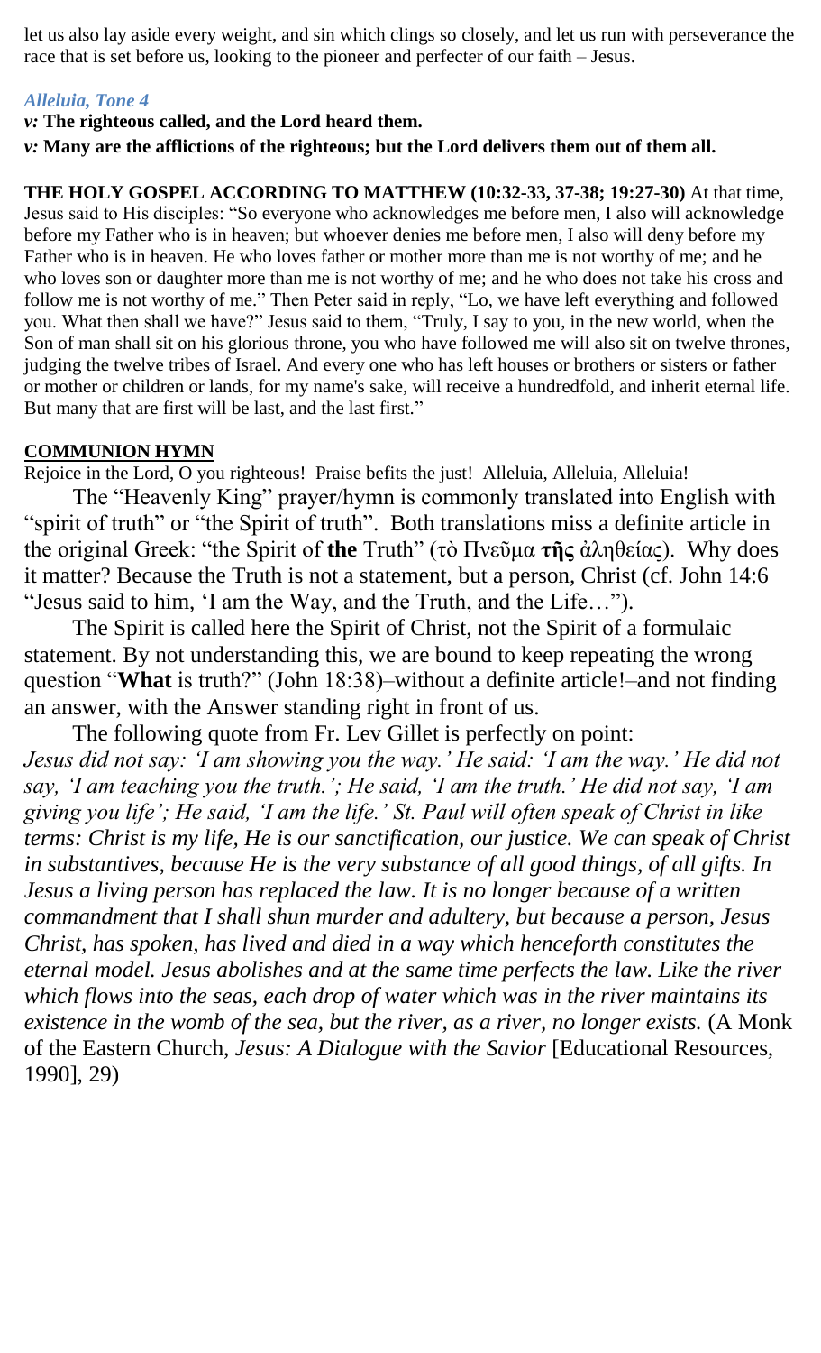let us also lay aside every weight, and sin which clings so closely, and let us run with perseverance the race that is set before us, looking to the pioneer and perfecter of our faith – Jesus.

***Alleluia, Tone 4***

*v:* **The righteous called, and the Lord heard them.**

*v:* **Many are the afflictions of the righteous; but the Lord delivers them out of them all.**

**THE HOLY GOSPEL ACCORDING TO MATTHEW (10:32-33, 37-38; 19:27-30)** At that time, Jesus said to His disciples: "So everyone who acknowledges me before men, I also will acknowledge before my Father who is in heaven; but whoever denies me before men, I also will deny before my Father who is in heaven. He who loves father or mother more than me is not worthy of me; and he who loves son or daughter more than me is not worthy of me; and he who does not take his cross and follow me is not worthy of me." Then Peter said in reply, "Lo, we have left everything and followed you. What then shall we have?" Jesus said to them, "Truly, I say to you, in the new world, when the Son of man shall sit on his glorious throne, you who have followed me will also sit on twelve thrones, judging the twelve tribes of Israel. And every one who has left houses or brothers or sisters or father or mother or children or lands, for my name's sake, will receive a hundredfold, and inherit eternal life. But many that are first will be last, and the last first."

**COMMUNION HYMN**

Rejoice in the Lord, O you righteous! Praise befits the just! Alleluia, Alleluia, Alleluia!

The "Heavenly King" prayer/hymn is commonly translated into English with "spirit of truth" or "the Spirit of truth". Both translations miss a definite article in the original Greek: "the Spirit of **the** Truth" (τὸ Πνεῦμα **τῆς** ἀληθείας). Why does it matter? Because the Truth is not a statement, but a person, Christ (cf. John 14:6 "Jesus said to him, 'I am the Way, and the Truth, and the Life…").

The Spirit is called here the Spirit of Christ, not the Spirit of a formulaic statement. By not understanding this, we are bound to keep repeating the wrong question "**What** is truth?" (John 18:38)–without a definite article!–and not finding an answer, with the Answer standing right in front of us.

The following quote from Fr. Lev Gillet is perfectly on point:

*Jesus did not say: 'I am showing you the way.' He said: 'I am the way.' He did not say, 'I am teaching you the truth.'; He said, 'I am the truth.' He did not say, 'I am giving you life'; He said, 'I am the life.' St. Paul will often speak of Christ in like terms: Christ is my life, He is our sanctification, our justice. We can speak of Christ in substantives, because He is the very substance of all good things, of all gifts. In Jesus a living person has replaced the law. It is no longer because of a written commandment that I shall shun murder and adultery, but because a person, Jesus Christ, has spoken, has lived and died in a way which henceforth constitutes the eternal model. Jesus abolishes and at the same time perfects the law. Like the river which flows into the seas, each drop of water which was in the river maintains its existence in the womb of the sea, but the river, as a river, no longer exists.* (A Monk of the Eastern Church, *Jesus: A Dialogue with the Savior* [Educational Resources, 1990], 29)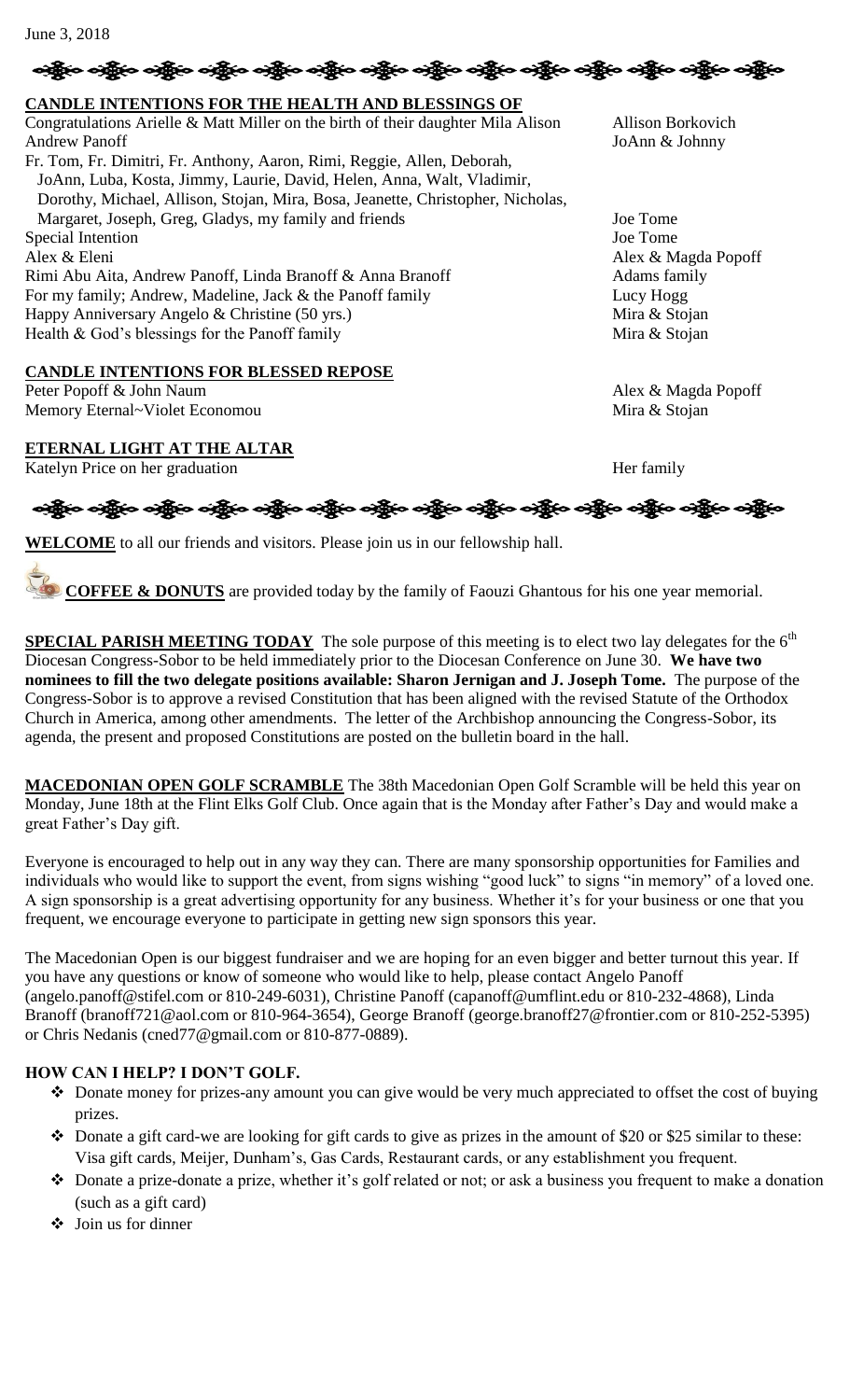June 3, 2018

## CANDLE INTENTIONS FOR THE HEALTH AND BLESSINGS OF

| | |
|---|---|
| Congratulations Arielle & Matt Miller on the birth of their daughter Mila Alison | Allison Borkovich |
| Andrew Panoff | JoAnn & Johnny |
| Fr. Tom, Fr. Dimitri, Fr. Anthony, Aaron, Rimi, Reggie, Allen, Deborah, JoAnn, Luba, Kosta, Jimmy, Laurie, David, Helen, Anna, Walt, Vladimir, Dorothy, Michael, Allison, Stojan, Mira, Bosa, Jeanette, Christopher, Nicholas, Margaret, Joseph, Greg, Gladys, my family and friends | Joe Tome |
| Special Intention | Joe Tome |
| Alex & Eleni | Alex & Magda Popoff |
| Rimi Abu Aita, Andrew Panoff, Linda Branoff & Anna Branoff | Adams family |
| For my family; Andrew, Madeline, Jack & the Panoff family | Lucy Hogg |
| Happy Anniversary Angelo & Christine (50 yrs.) | Mira & Stojan |
| Health & God's blessings for the Panoff family | Mira & Stojan |

## CANDLE INTENTIONS FOR BLESSED REPOSE

| | |
|---|---|
| Peter Popoff & John Naum | Alex & Magda Popoff |
| Memory Eternal~Violet Economou | Mira & Stojan |

## ETERNAL LIGHT AT THE ALTAR

| | |
|---|---|
| Katelyn Price on her graduation | Her family |

**WELCOME** to all our friends and visitors. Please join us in our fellowship hall.

**COFFEE & DONUTS** are provided today by the family of Faouzi Ghantous for his one year memorial.

**SPECIAL PARISH MEETING TODAY** The sole purpose of this meeting is to elect two lay delegates for the 6th Diocesan Congress-Sobor to be held immediately prior to the Diocesan Conference on June 30. **We have two nominees to fill the two delegate positions available: Sharon Jernigan and J. Joseph Tome.** The purpose of the Congress-Sobor is to approve a revised Constitution that has been aligned with the revised Statute of the Orthodox Church in America, among other amendments. The letter of the Archbishop announcing the Congress-Sobor, its agenda, the present and proposed Constitutions are posted on the bulletin board in the hall.

**MACEDONIAN OPEN GOLF SCRAMBLE** The 38th Macedonian Open Golf Scramble will be held this year on Monday, June 18th at the Flint Elks Golf Club. Once again that is the Monday after Father's Day and would make a great Father's Day gift.

Everyone is encouraged to help out in any way they can. There are many sponsorship opportunities for Families and individuals who would like to support the event, from signs wishing "good luck" to signs "in memory" of a loved one. A sign sponsorship is a great advertising opportunity for any business. Whether it's for your business or one that you frequent, we encourage everyone to participate in getting new sign sponsors this year.

The Macedonian Open is our biggest fundraiser and we are hoping for an even bigger and better turnout this year. If you have any questions or know of someone who would like to help, please contact Angelo Panoff (angelo.panoff@stifel.com or 810-249-6031), Christine Panoff (capanoff@umflint.edu or 810-232-4868), Linda Branoff (branoff721@aol.com or 810-964-3654), George Branoff (george.branoff27@frontier.com or 810-252-5395) or Chris Nedanis (cned77@gmail.com or 810-877-0889).

### HOW CAN I HELP? I DON'T GOLF.

- Donate money for prizes-any amount you can give would be very much appreciated to offset the cost of buying prizes.
- Donate a gift card-we are looking for gift cards to give as prizes in the amount of $20 or $25 similar to these: Visa gift cards, Meijer, Dunham's, Gas Cards, Restaurant cards, or any establishment you frequent.
- Donate a prize-donate a prize, whether it's golf related or not; or ask a business you frequent to make a donation (such as a gift card)
- Join us for dinner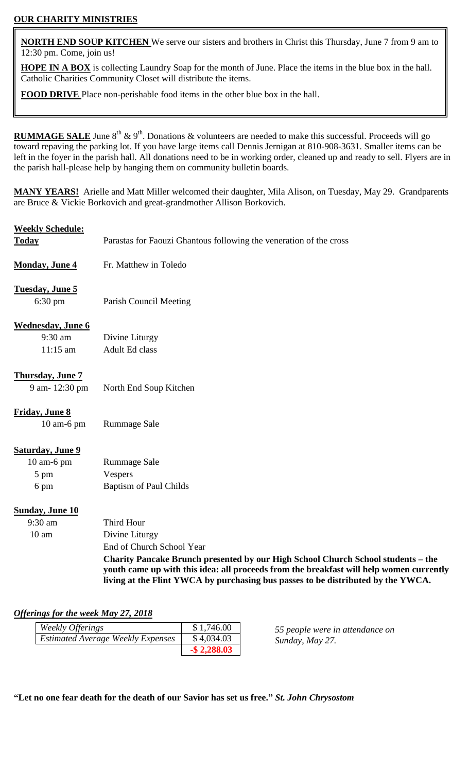## OUR CHARITY MINISTRIES

**NORTH END SOUP KITCHEN** We serve our sisters and brothers in Christ this Thursday, June 7 from 9 am to 12:30 pm. Come, join us!

**HOPE IN A BOX** is collecting Laundry Soap for the month of June. Place the items in the blue box in the hall. Catholic Charities Community Closet will distribute the items.

**FOOD DRIVE** Place non-perishable food items in the other blue box in the hall.

**RUMMAGE SALE** June 8th & 9th. Donations & volunteers are needed to make this successful. Proceeds will go toward repaving the parking lot. If you have large items call Dennis Jernigan at 810-908-3631. Smaller items can be left in the foyer in the parish hall. All donations need to be in working order, cleaned up and ready to sell. Flyers are in the parish hall-please help by hanging them on community bulletin boards.

**MANY YEARS!** Arielle and Matt Miller welcomed their daughter, Mila Alison, on Tuesday, May 29. Grandparents are Bruce & Vickie Borkovich and great-grandmother Allison Borkovich.

**Weekly Schedule:**

**Today** — Parastas for Faouzi Ghantous following the veneration of the cross

**Monday, June 4** — Fr. Matthew in Toledo

**Tuesday, June 5**
- 6:30 pm — Parish Council Meeting

**Wednesday, June 6**
- 9:30 am — Divine Liturgy
- 11:15 am — Adult Ed class

**Thursday, June 7**
- 9 am- 12:30 pm — North End Soup Kitchen

**Friday, June 8**
- 10 am-6 pm — Rummage Sale

**Saturday, June 9**
- 10 am-6 pm — Rummage Sale
- 5 pm — Vespers
- 6 pm — Baptism of Paul Childs

**Sunday, June 10**
- 9:30 am — Third Hour
- 10 am — Divine Liturgy

End of Church School Year

**Charity Pancake Brunch presented by our High School Church School students – the youth came up with this idea: all proceeds from the breakfast will help women currently living at the Flint YWCA by purchasing bus passes to be distributed by the YWCA.**

***Offerings for the week May 27, 2018***

| | |
|---|---|
| *Weekly Offerings* | $ 1,746.00 |
| *Estimated Average Weekly Expenses* | $ 4,034.03 |
| | **-$ 2,288.03** |

*55 people were in attendance on Sunday, May 27.*

**"Let no one fear death for the death of our Savior has set us free."** ***St. John Chrysostom***